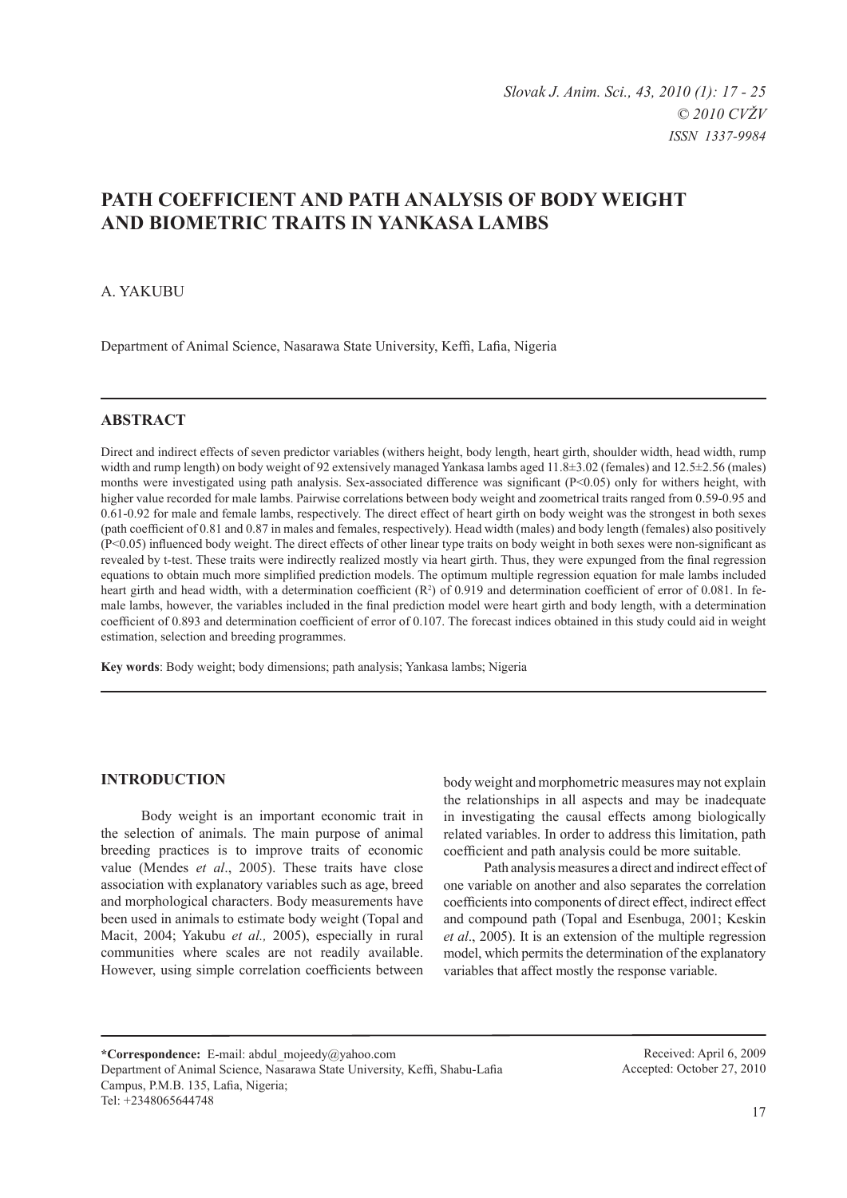# PATH COEFFICIENT AND PATH ANALYSIS OF BODY WEIGHT AND BIOMETRIC TRAITS IN YANKASA LAMBS

A. YAKUBU

Department of Animal Science, Nasarawa State University, Keffi, Lafia, Nigeria

## ABSTRACT

Direct and indirect effects of seven predictor variables (withers height, body length, heart girth, shoulder width, head width, rump width and rump length) on body weight of 92 extensively managed Yankasa lambs aged 11.8±3.02 (females) and 12.5±2.56 (males) months were investigated using path analysis. Sex-associated difference was significant ($P<0.05$) only for withers height, with higher value recorded for male lambs. Pairwise correlations between body weight and zoometrical traits ranged from 0.59-0.95 and 0.61-0.92 for male and female lambs, respectively. The direct effect of heart girth on body weight was the strongest in both sexes (path coefficient of 0.81 and 0.87 in males and females, respectively). Head width (males) and body length (females) also positively ($P<0.05$) influenced body weight. The direct effects of other linear type traits on body weight in both sexes were non-significant as revealed by t-test. These traits were indirectly realized mostly via heart girth. Thus, they were expunged from the final regression equations to obtain much more simplified prediction models. The optimum multiple regression equation for male lambs included heart girth and head width, with a determination coefficient ($R^2$) of 0.919 and determination coefficient of error of 0.081. In female lambs, however, the variables included in the final prediction model were heart girth and body length, with a determination coefficient of 0.893 and determination coefficient of error of 0.107. The forecast indices obtained in this study could aid in weight estimation, selection and breeding programmes.

**Key words**: Body weight; body dimensions; path analysis; Yankasa lambs; Nigeria

## INTRODUCTION

Body weight is an important economic trait in the selection of animals. The main purpose of animal breeding practices is to improve traits of economic value (Mendes *et al*., 2005). These traits have close association with explanatory variables such as age, breed and morphological characters. Body measurements have been used in animals to estimate body weight (Topal and Macit, 2004; Yakubu *et al.,* 2005), especially in rural communities where scales are not readily available. However, using simple correlation coefficients between body weight and morphometric measures may not explain the relationships in all aspects and may be inadequate in investigating the causal effects among biologically related variables. In order to address this limitation, path coefficient and path analysis could be more suitable.

Path analysis measures a direct and indirect effect of one variable on another and also separates the correlation coefficients into components of direct effect, indirect effect and compound path (Topal and Esenbuga, 2001; Keskin *et al*., 2005). It is an extension of the multiple regression model, which permits the determination of the explanatory variables that affect mostly the response variable.

**\*Correspondence:** E-mail: abdul_mojeedy@yahoo.com
Department of Animal Science, Nasarawa State University, Keffi, Shabu-Lafia Campus, P.M.B. 135, Lafia, Nigeria;
Tel: +2348065644748

Received: April 6, 2009
Accepted: October 27, 2010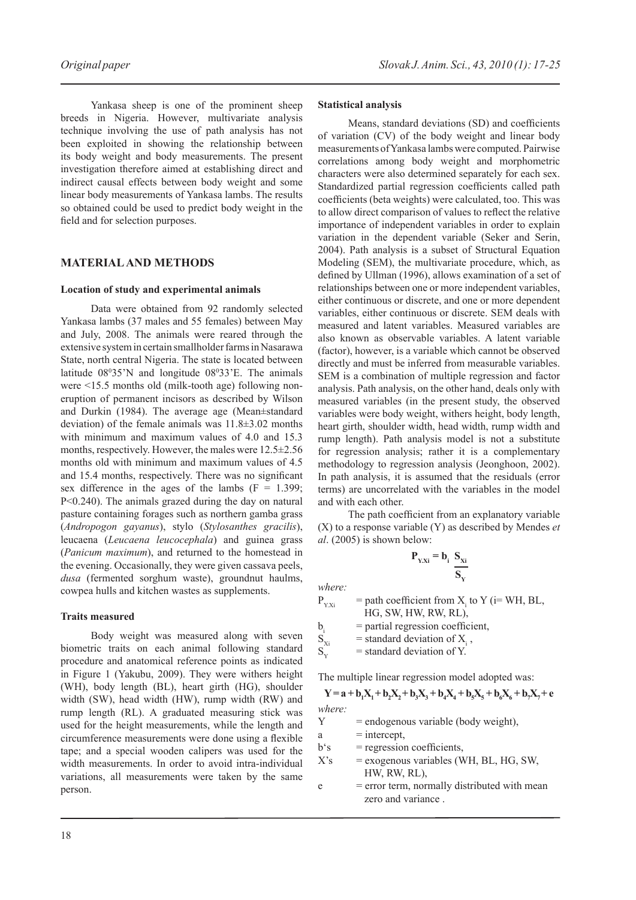Yankasa sheep is one of the prominent sheep breeds in Nigeria. However, multivariate analysis technique involving the use of path analysis has not been exploited in showing the relationship between its body weight and body measurements. The present investigation therefore aimed at establishing direct and indirect causal effects between body weight and some linear body measurements of Yankasa lambs. The results so obtained could be used to predict body weight in the field and for selection purposes.

## MATERIAL AND METHODS

### Location of study and experimental animals

Data were obtained from 92 randomly selected Yankasa lambs (37 males and 55 females) between May and July, 2008. The animals were reared through the extensive system in certain smallholder farms in Nasarawa State, north central Nigeria. The state is located between latitude $08^0 35$'N and longitude $08^0 33$'E. The animals were <15.5 months old (milk-tooth age) following non-eruption of permanent incisors as described by Wilson and Durkin (1984). The average age (Mean±standard deviation) of the female animals was 11.8±3.02 months with minimum and maximum values of 4.0 and 15.3 months, respectively. However, the males were 12.5±2.56 months old with minimum and maximum values of 4.5 and 15.4 months, respectively. There was no significant sex difference in the ages of the lambs ($F = 1.399$; $P<0.240$). The animals grazed during the day on natural pasture containing forages such as northern gamba grass (*Andropogon gayanus*), stylo (*Stylosanthes gracilis*), leucaena (*Leucaena leucocephala*) and guinea grass (*Panicum maximum*), and returned to the homestead in the evening. Occasionally, they were given cassava peels, *dusa* (fermented sorghum waste), groundnut haulms, cowpea hulls and kitchen wastes as supplements.

### Traits measured

Body weight was measured along with seven biometric traits on each animal following standard procedure and anatomical reference points as indicated in Figure 1 (Yakubu, 2009). They were withers height (WH), body length (BL), heart girth (HG), shoulder width (SW), head width (HW), rump width (RW) and rump length (RL). A graduated measuring stick was used for the height measurements, while the length and circumference measurements were done using a flexible tape; and a special wooden calipers was used for the width measurements. In order to avoid intra-individual variations, all measurements were taken by the same person.

### Statistical analysis

Means, standard deviations (SD) and coefficients of variation (CV) of the body weight and linear body measurements of Yankasa lambs were computed. Pairwise correlations among body weight and morphometric characters were also determined separately for each sex. Standardized partial regression coefficients called path coefficients (beta weights) were calculated, too. This was to allow direct comparison of values to reflect the relative importance of independent variables in order to explain variation in the dependent variable (Seker and Serin, 2004). Path analysis is a subset of Structural Equation Modeling (SEM), the multivariate procedure, which, as defined by Ullman (1996), allows examination of a set of relationships between one or more independent variables, either continuous or discrete, and one or more dependent variables, either continuous or discrete. SEM deals with measured and latent variables. Measured variables are also known as observable variables. A latent variable (factor), however, is a variable which cannot be observed directly and must be inferred from measurable variables. SEM is a combination of multiple regression and factor analysis. Path analysis, on the other hand, deals only with measured variables (in the present study, the observed variables were body weight, withers height, body length, heart girth, shoulder width, head width, rump width and rump length). Path analysis model is not a substitute for regression analysis; rather it is a complementary methodology to regression analysis (Jeonghoon, 2002). In path analysis, it is assumed that the residuals (error terms) are uncorrelated with the variables in the model and with each other.

The path coefficient from an explanatory variable (X) to a response variable (Y) as described by Mendes *et al*. (2005) is shown below:

$$\mathbf{P_{Y.Xi} = b_i \frac{S_{Xi}}{S_Y}}$$

*where:*

$P_{Y.Xi}$ = path coefficient from $X_i$ to Y (i= WH, BL, HG, SW, HW, RW, RL),
$b_i$ = partial regression coefficient,
$S_{Xi}$ = standard deviation of $X_i$,
$S_Y$ = standard deviation of Y.

The multiple linear regression model adopted was:

$$\mathbf{Y = a + b_1X_1 + b_2X_2 + b_3X_3 + b_4X_4 + b_5X_5 + b_6X_6 + b_7X_7 + e}$$

*where:*

Y = endogenous variable (body weight),
a = intercept,
b's = regression coefficients,
X's = exogenous variables (WH, BL, HG, SW, HW, RW, RL),
e = error term, normally distributed with mean zero and variance .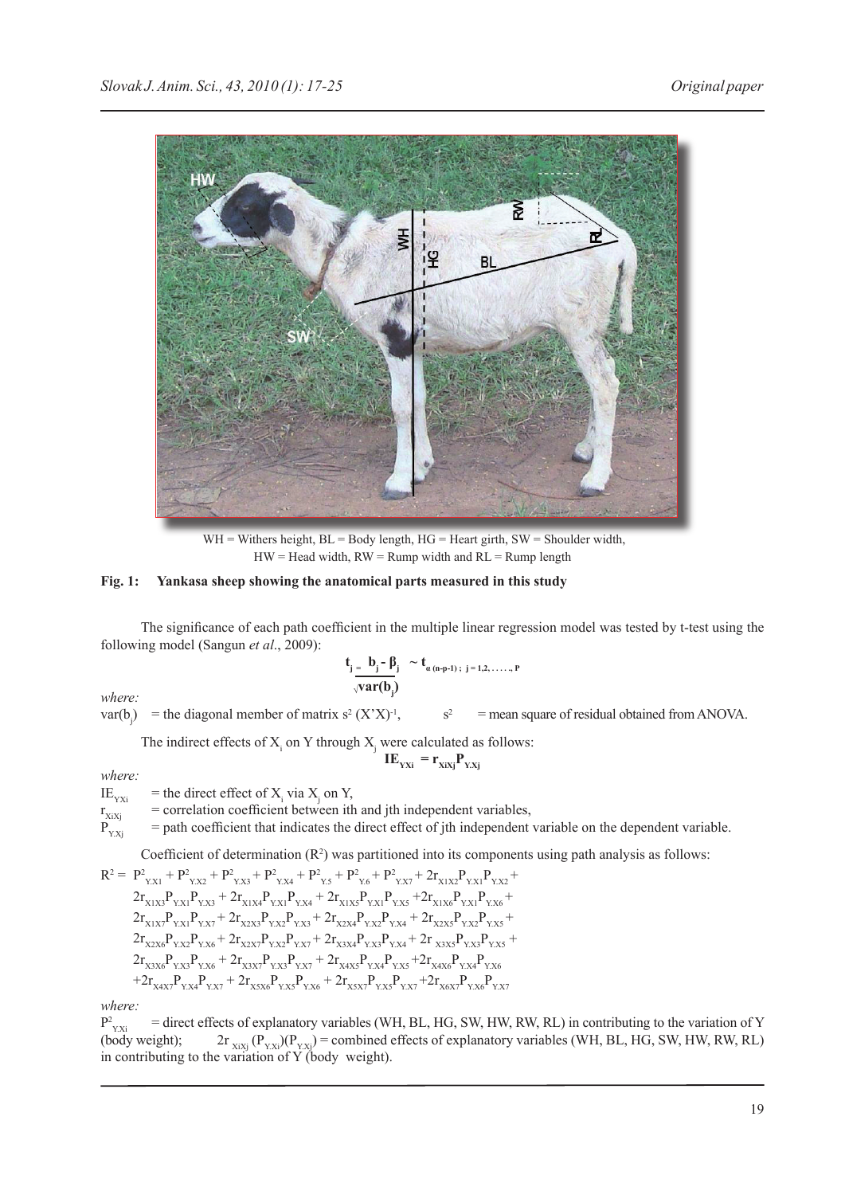WH = Withers height, BL = Body length, HG = Heart girth, SW = Shoulder width, HW = Head width, RW = Rump width and RL = Rump length

**Fig. 1: Yankasa sheep showing the anatomical parts measured in this study**

The significance of each path coefficient in the multiple linear regression model was tested by t-test using the following model (Sangun *et al*., 2009):

$$t_j = \frac{b_j - \beta_j}{\sqrt{var(b_j)}} \sim t_{\alpha\,(n-p-1)\,;\; j = 1,2,\ldots,P}$$

*where:*

$var(b_j)$ = the diagonal member of matrix $s^2\,(X'X)^{-1}$, $s^2$ = mean square of residual obtained from ANOVA.

The indirect effects of $X_i$ on Y through $X_j$ were calculated as follows:

$$IE_{YXi} = r_{XiXj} P_{Y.Xj}$$

*where:*

$IE_{YXi}$ = the direct effect of $X_i$ via $X_j$ on Y,

$r_{XiXj}$ = correlation coefficient between ith and jth independent variables,

$P_{Y.Xj}$ = path coefficient that indicates the direct effect of jth independent variable on the dependent variable.

Coefficient of determination ($R^2$) was partitioned into its components using path analysis as follows:

$$\begin{aligned}
R^2 = {} & P^2_{Y.X1} + P^2_{Y.X2} + P^2_{Y.X3} + P^2_{Y.X4} + P^2_{Y.5} + P^2_{Y.6} + P^2_{Y.X7} + 2r_{X1X2}P_{Y.X1}P_{Y.X2} + \\
& 2r_{X1X3}P_{Y.X1}P_{Y.X3} + 2r_{X1X4}P_{Y.X1}P_{Y.X4} + 2r_{X1X5}P_{Y.X1}P_{Y.X5} + 2r_{X1X6}P_{Y.X1}P_{Y.X6} + \\
& 2r_{X1X7}P_{Y.X1}P_{Y.X7} + 2r_{X2X3}P_{Y.X2}P_{Y.X3} + 2r_{X2X4}P_{Y.X2}P_{Y.X4} + 2r_{X2X5}P_{Y.X2}P_{Y.X5} + \\
& 2r_{X2X6}P_{Y.X2}P_{Y.X6} + 2r_{X2X7}P_{Y.X2}P_{Y.X7} + 2r_{X3X4}P_{Y.X3}P_{Y.X4} + 2r_{X3X5}P_{Y.X3}P_{Y.X5} + \\
& 2r_{X3X6}P_{Y.X3}P_{Y.X6} + 2r_{X3X7}P_{Y.X3}P_{Y.X7} + 2r_{X4X5}P_{Y.X4}P_{Y.X5} + 2r_{X4X6}P_{Y.X4}P_{Y.X6} \\
& + 2r_{X4X7}P_{Y.X4}P_{Y.X7} + 2r_{X5X6}P_{Y.X5}P_{Y.X6} + 2r_{X5X7}P_{Y.X5}P_{Y.X7} + 2r_{X6X7}P_{Y.X6}P_{Y.X7}
\end{aligned}$$

*where:*

$P^2_{Y.Xi}$ = direct effects of explanatory variables (WH, BL, HG, SW, HW, RW, RL) in contributing to the variation of Y (body weight); $2r_{XiXj}\,(P_{Y.Xi})(P_{Y.Xj})$ = combined effects of explanatory variables (WH, BL, HG, SW, HW, RW, RL) in contributing to the variation of Y (body weight).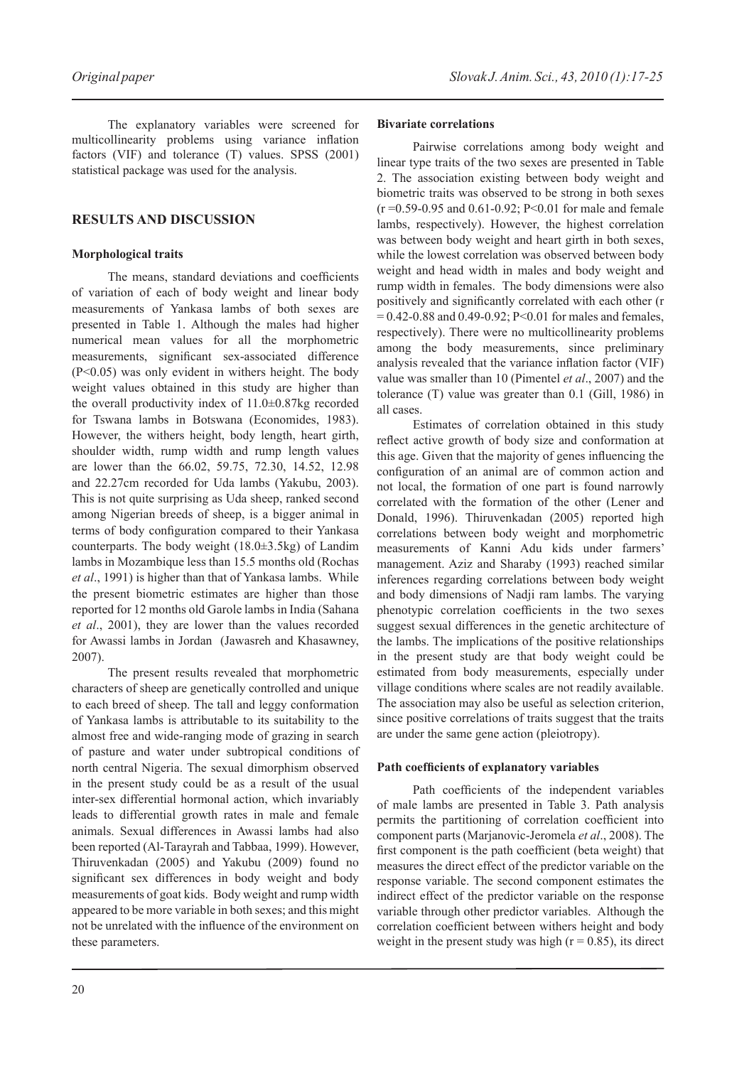The explanatory variables were screened for multicollinearity problems using variance inflation factors (VIF) and tolerance (T) values. SPSS (2001) statistical package was used for the analysis.

## RESULTS AND DISCUSSION

### Morphological traits

The means, standard deviations and coefficients of variation of each of body weight and linear body measurements of Yankasa lambs of both sexes are presented in Table 1. Although the males had higher numerical mean values for all the morphometric measurements, significant sex-associated difference ($P<0.05$) was only evident in withers height. The body weight values obtained in this study are higher than the overall productivity index of 11.0±0.87kg recorded for Tswana lambs in Botswana (Economides, 1983). However, the withers height, body length, heart girth, shoulder width, rump width and rump length values are lower than the 66.02, 59.75, 72.30, 14.52, 12.98 and 22.27cm recorded for Uda lambs (Yakubu, 2003). This is not quite surprising as Uda sheep, ranked second among Nigerian breeds of sheep, is a bigger animal in terms of body configuration compared to their Yankasa counterparts. The body weight (18.0±3.5kg) of Landim lambs in Mozambique less than 15.5 months old (Rochas *et al*., 1991) is higher than that of Yankasa lambs. While the present biometric estimates are higher than those reported for 12 months old Garole lambs in India (Sahana *et al*., 2001), they are lower than the values recorded for Awassi lambs in Jordan (Jawasreh and Khasawney, 2007).

The present results revealed that morphometric characters of sheep are genetically controlled and unique to each breed of sheep. The tall and leggy conformation of Yankasa lambs is attributable to its suitability to the almost free and wide-ranging mode of grazing in search of pasture and water under subtropical conditions of north central Nigeria. The sexual dimorphism observed in the present study could be as a result of the usual inter-sex differential hormonal action, which invariably leads to differential growth rates in male and female animals. Sexual differences in Awassi lambs had also been reported (Al-Tarayrah and Tabbaa, 1999). However, Thiruvenkadan (2005) and Yakubu (2009) found no significant sex differences in body weight and body measurements of goat kids. Body weight and rump width appeared to be more variable in both sexes; and this might not be unrelated with the influence of the environment on these parameters.

### Bivariate correlations

Pairwise correlations among body weight and linear type traits of the two sexes are presented in Table 2. The association existing between body weight and biometric traits was observed to be strong in both sexes ($r=0.59$-$0.95$ and $0.61$-$0.92$; $P<0.01$ for male and female lambs, respectively). However, the highest correlation was between body weight and heart girth in both sexes, while the lowest correlation was observed between body weight and head width in males and body weight and rump width in females. The body dimensions were also positively and significantly correlated with each other ($r = 0.42$-$0.88$ and $0.49$-$0.92$; $P<0.01$ for males and females, respectively). There were no multicollinearity problems among the body measurements, since preliminary analysis revealed that the variance inflation factor (VIF) value was smaller than 10 (Pimentel *et al*., 2007) and the tolerance (T) value was greater than 0.1 (Gill, 1986) in all cases.

Estimates of correlation obtained in this study reflect active growth of body size and conformation at this age. Given that the majority of genes influencing the configuration of an animal are of common action and not local, the formation of one part is found narrowly correlated with the formation of the other (Lener and Donald, 1996). Thiruvenkadan (2005) reported high correlations between body weight and morphometric measurements of Kanni Adu kids under farmers' management. Aziz and Sharaby (1993) reached similar inferences regarding correlations between body weight and body dimensions of Nadji ram lambs. The varying phenotypic correlation coefficients in the two sexes suggest sexual differences in the genetic architecture of the lambs. The implications of the positive relationships in the present study are that body weight could be estimated from body measurements, especially under village conditions where scales are not readily available. The association may also be useful as selection criterion, since positive correlations of traits suggest that the traits are under the same gene action (pleiotropy).

### Path coefficients of explanatory variables

Path coefficients of the independent variables of male lambs are presented in Table 3. Path analysis permits the partitioning of correlation coefficient into component parts (Marjanovic-Jeromela *et al*., 2008). The first component is the path coefficient (beta weight) that measures the direct effect of the predictor variable on the response variable. The second component estimates the indirect effect of the predictor variable on the response variable through other predictor variables. Although the correlation coefficient between withers height and body weight in the present study was high ($r = 0.85$), its direct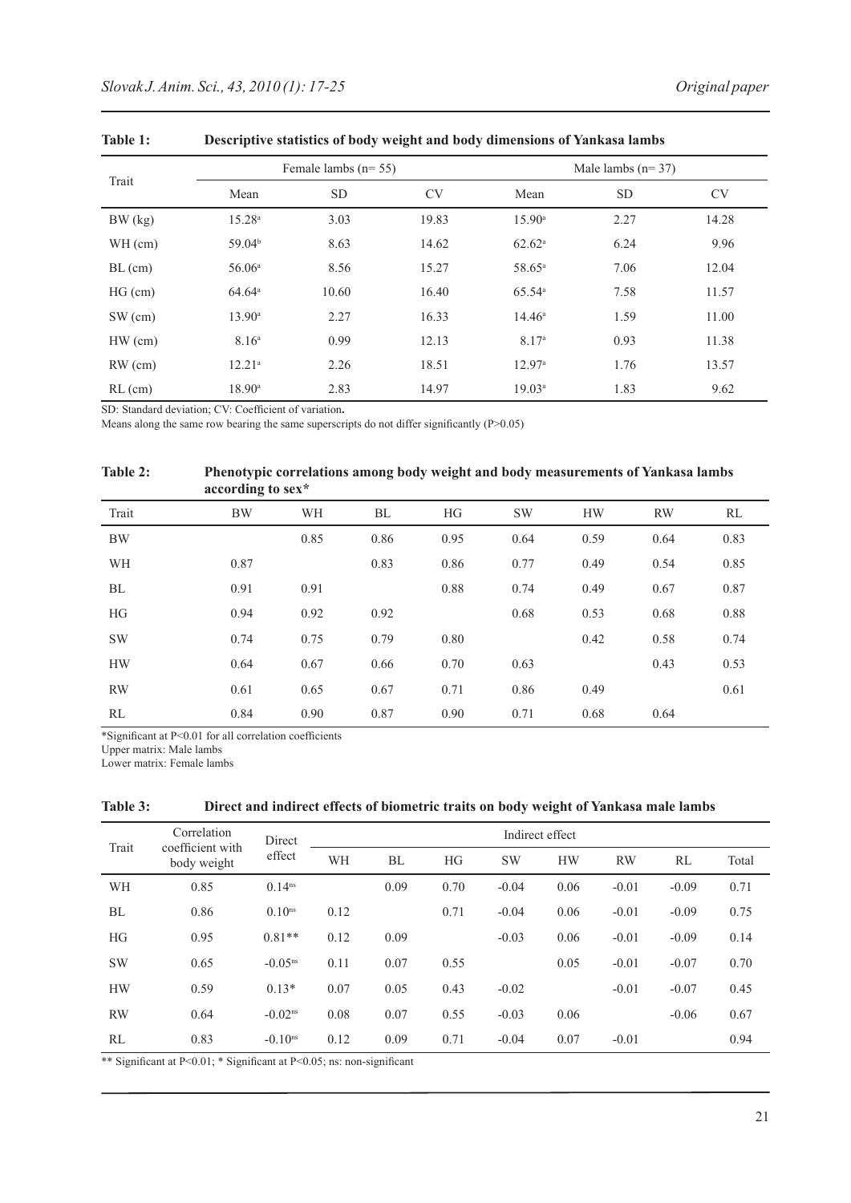**Table 1: Descriptive statistics of body weight and body dimensions of Yankasa lambs**

| Trait | Female lambs (n= 55) | | | Male lambs (n= 37) | | |
|---|---|---|---|---|---|---|
| | Mean | SD | CV | Mean | SD | CV |
| BW (kg) | 15.28[a] | 3.03 | 19.83 | 15.90[a] | 2.27 | 14.28 |
| WH (cm) | 59.04[b] | 8.63 | 14.62 | 62.62[a] | 6.24 | 9.96 |
| BL (cm) | 56.06[a] | 8.56 | 15.27 | 58.65[a] | 7.06 | 12.04 |
| HG (cm) | 64.64[a] | 10.60 | 16.40 | 65.54[a] | 7.58 | 11.57 |
| SW (cm) | 13.90[a] | 2.27 | 16.33 | 14.46[a] | 1.59 | 11.00 |
| HW (cm) | 8.16[a] | 0.99 | 12.13 | 8.17[a] | 0.93 | 11.38 |
| RW (cm) | 12.21[a] | 2.26 | 18.51 | 12.97[a] | 1.76 | 13.57 |
| RL (cm) | 18.90[a] | 2.83 | 14.97 | 19.03[a] | 1.83 | 9.62 |

SD: Standard deviation; CV: Coefficient of variation**.**

Means along the same row bearing the same superscripts do not differ significantly (P>0.05)

**Table 2: Phenotypic correlations among body weight and body measurements of Yankasa lambs according to sex***

| Trait | BW | WH | BL | HG | SW | HW | RW | RL |
|---|---|---|---|---|---|---|---|---|
| BW | | 0.85 | 0.86 | 0.95 | 0.64 | 0.59 | 0.64 | 0.83 |
| WH | 0.87 | | 0.83 | 0.86 | 0.77 | 0.49 | 0.54 | 0.85 |
| BL | 0.91 | 0.91 | | 0.88 | 0.74 | 0.49 | 0.67 | 0.87 |
| HG | 0.94 | 0.92 | 0.92 | | 0.68 | 0.53 | 0.68 | 0.88 |
| SW | 0.74 | 0.75 | 0.79 | 0.80 | | 0.42 | 0.58 | 0.74 |
| HW | 0.64 | 0.67 | 0.66 | 0.70 | 0.63 | | 0.43 | 0.53 |
| RW | 0.61 | 0.65 | 0.67 | 0.71 | 0.86 | 0.49 | | 0.61 |
| RL | 0.84 | 0.90 | 0.87 | 0.90 | 0.71 | 0.68 | 0.64 | |

*Significant at P<0.01 for all correlation coefficients

Upper matrix: Male lambs

Lower matrix: Female lambs

**Table 3: Direct and indirect effects of biometric traits on body weight of Yankasa male lambs**

| Trait | Correlation coefficient with body weight | Direct effect | Indirect effect | | | | | | | |
|---|---|---|---|---|---|---|---|---|---|---|
| | | | WH | BL | HG | SW | HW | RW | RL | Total |
| WH | 0.85 | 0.14[ns] | | 0.09 | 0.70 | -0.04 | 0.06 | -0.01 | -0.09 | 0.71 |
| BL | 0.86 | 0.10[ns] | 0.12 | | 0.71 | -0.04 | 0.06 | -0.01 | -0.09 | 0.75 |
| HG | 0.95 | 0.81** | 0.12 | 0.09 | | -0.03 | 0.06 | -0.01 | -0.09 | 0.14 |
| SW | 0.65 | -0.05[ns] | 0.11 | 0.07 | 0.55 | | 0.05 | -0.01 | -0.07 | 0.70 |
| HW | 0.59 | 0.13* | 0.07 | 0.05 | 0.43 | -0.02 | | -0.01 | -0.07 | 0.45 |
| RW | 0.64 | -0.02[ns] | 0.08 | 0.07 | 0.55 | -0.03 | 0.06 | | -0.06 | 0.67 |
| RL | 0.83 | -0.10[ns] | 0.12 | 0.09 | 0.71 | -0.04 | 0.07 | -0.01 | | 0.94 |

** Significant at P<0.01; * Significant at P<0.05; ns: non-significant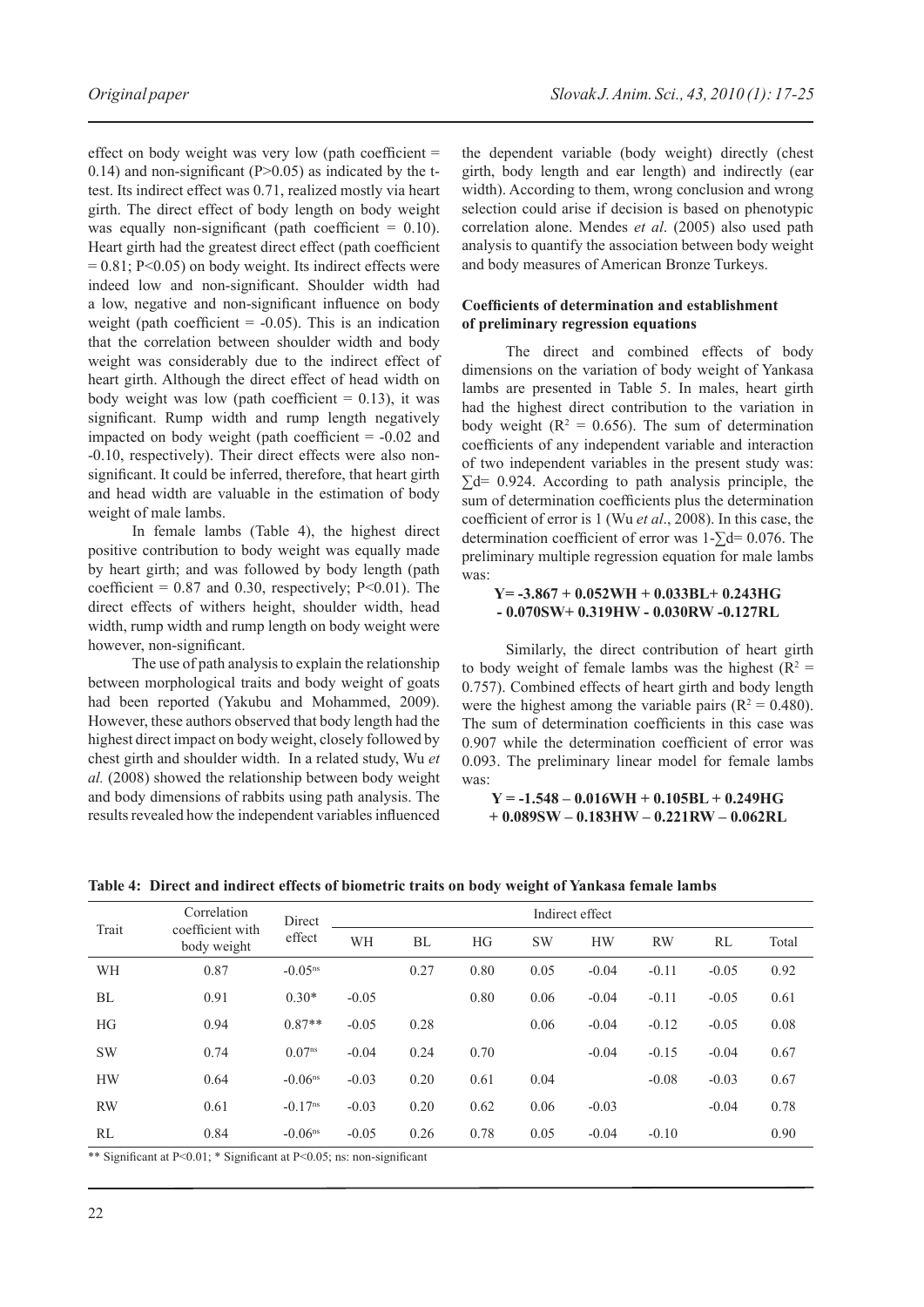effect on body weight was very low (path coefficient = 0.14) and non-significant (P>0.05) as indicated by the t-test. Its indirect effect was 0.71, realized mostly via heart girth. The direct effect of body length on body weight was equally non-significant (path coefficient = 0.10). Heart girth had the greatest direct effect (path coefficient = 0.81; P<0.05) on body weight. Its indirect effects were indeed low and non-significant. Shoulder width had a low, negative and non-significant influence on body weight (path coefficient = -0.05). This is an indication that the correlation between shoulder width and body weight was considerably due to the indirect effect of heart girth. Although the direct effect of head width on body weight was low (path coefficient = 0.13), it was significant. Rump width and rump length negatively impacted on body weight (path coefficient = -0.02 and -0.10, respectively). Their direct effects were also non-significant. It could be inferred, therefore, that heart girth and head width are valuable in the estimation of body weight of male lambs.

In female lambs (Table 4), the highest direct positive contribution to body weight was equally made by heart girth; and was followed by body length (path coefficient = 0.87 and 0.30, respectively; P<0.01). The direct effects of withers height, shoulder width, head width, rump width and rump length on body weight were however, non-significant.

The use of path analysis to explain the relationship between morphological traits and body weight of goats had been reported (Yakubu and Mohammed, 2009). However, these authors observed that body length had the highest direct impact on body weight, closely followed by chest girth and shoulder width. In a related study, Wu *et al.* (2008) showed the relationship between body weight and body dimensions of rabbits using path analysis. The results revealed how the independent variables influenced the dependent variable (body weight) directly (chest girth, body length and ear length) and indirectly (ear width). According to them, wrong conclusion and wrong selection could arise if decision is based on phenotypic correlation alone. Mendes *et al*. (2005) also used path analysis to quantify the association between body weight and body measures of American Bronze Turkeys.

### Coefficients of determination and establishment of preliminary regression equations

The direct and combined effects of body dimensions on the variation of body weight of Yankasa lambs are presented in Table 5. In males, heart girth had the highest direct contribution to the variation in body weight ($R^2$ = 0.656). The sum of determination coefficients of any independent variable and interaction of two independent variables in the present study was: $\sum d$= 0.924. According to path analysis principle, the sum of determination coefficients plus the determination coefficient of error is 1 (Wu *et al*., 2008). In this case, the determination coefficient of error was $1-\sum d$= 0.076. The preliminary multiple regression equation for male lambs was:

$$Y= -3.867 + 0.052WH + 0.033BL+ 0.243HG - 0.070SW+ 0.319HW - 0.030RW -0.127RL$$

Similarly, the direct contribution of heart girth to body weight of female lambs was the highest ($R^2$ = 0.757). Combined effects of heart girth and body length were the highest among the variable pairs ($R^2$ = 0.480). The sum of determination coefficients in this case was 0.907 while the determination coefficient of error was 0.093. The preliminary linear model for female lambs was:

$$Y = -1.548 – 0.016WH + 0.105BL + 0.249HG + 0.089SW – 0.183HW – 0.221RW – 0.062RL$$

**Table 4: Direct and indirect effects of biometric traits on body weight of Yankasa female lambs**

| Trait | Correlation coefficient with body weight | Direct effect | Indirect effect | | | | | | | |
|---|---|---|---|---|---|---|---|---|---|---|
| | | | WH | BL | HG | SW | HW | RW | RL | Total |
| WH | 0.87 | -0.05[ns] | | 0.27 | 0.80 | 0.05 | -0.04 | -0.11 | -0.05 | 0.92 |
| BL | 0.91 | 0.30* | -0.05 | | 0.80 | 0.06 | -0.04 | -0.11 | -0.05 | 0.61 |
| HG | 0.94 | 0.87** | -0.05 | 0.28 | | 0.06 | -0.04 | -0.12 | -0.05 | 0.08 |
| SW | 0.74 | 0.07[ns] | -0.04 | 0.24 | 0.70 | | -0.04 | -0.15 | -0.04 | 0.67 |
| HW | 0.64 | -0.06[ns] | -0.03 | 0.20 | 0.61 | 0.04 | | -0.08 | -0.03 | 0.67 |
| RW | 0.61 | -0.17[ns] | -0.03 | 0.20 | 0.62 | 0.06 | -0.03 | | -0.04 | 0.78 |
| RL | 0.84 | -0.06[ns] | -0.05 | 0.26 | 0.78 | 0.05 | -0.04 | -0.10 | | 0.90 |

** Significant at P<0.01; * Significant at P<0.05; ns: non-significant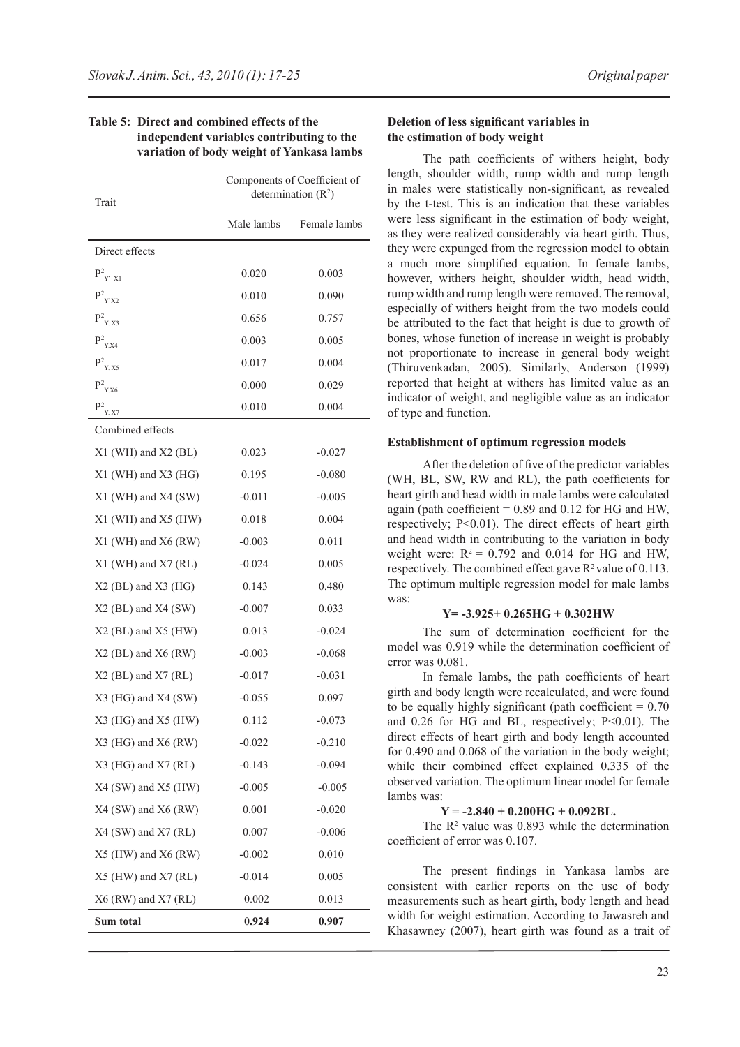**Table 5: Direct and combined effects of the independent variables contributing to the variation of body weight of Yankasa lambs**

| Trait | Components of Coefficient of determination ($R^2$) | |
|---|---|---|
| | Male lambs | Female lambs |
| Direct effects | | |
| $P^2_{Y^* X1}$ | 0.020 | 0.003 |
| $P^2_{Y^* X2}$ | 0.010 | 0.090 |
| $P^2_{Y. X3}$ | 0.656 | 0.757 |
| $P^2_{Y.X4}$ | 0.003 | 0.005 |
| $P^2_{Y. X5}$ | 0.017 | 0.004 |
| $P^2_{Y.X6}$ | 0.000 | 0.029 |
| $P^2_{Y. X7}$ | 0.010 | 0.004 |
| Combined effects | | |
| X1 (WH) and X2 (BL) | 0.023 | -0.027 |
| X1 (WH) and X3 (HG) | 0.195 | -0.080 |
| X1 (WH) and X4 (SW) | -0.011 | -0.005 |
| X1 (WH) and X5 (HW) | 0.018 | 0.004 |
| X1 (WH) and X6 (RW) | -0.003 | 0.011 |
| X1 (WH) and X7 (RL) | -0.024 | 0.005 |
| X2 (BL) and X3 (HG) | 0.143 | 0.480 |
| X2 (BL) and X4 (SW) | -0.007 | 0.033 |
| X2 (BL) and X5 (HW) | 0.013 | -0.024 |
| X2 (BL) and X6 (RW) | -0.003 | -0.068 |
| X2 (BL) and X7 (RL) | -0.017 | -0.031 |
| X3 (HG) and X4 (SW) | -0.055 | 0.097 |
| X3 (HG) and X5 (HW) | 0.112 | -0.073 |
| X3 (HG) and X6 (RW) | -0.022 | -0.210 |
| X3 (HG) and X7 (RL) | -0.143 | -0.094 |
| X4 (SW) and X5 (HW) | -0.005 | -0.005 |
| X4 (SW) and X6 (RW) | 0.001 | -0.020 |
| X4 (SW) and X7 (RL) | 0.007 | -0.006 |
| X5 (HW) and X6 (RW) | -0.002 | 0.010 |
| X5 (HW) and X7 (RL) | -0.014 | 0.005 |
| X6 (RW) and X7 (RL) | 0.002 | 0.013 |
| **Sum total** | **0.924** | **0.907** |

### Deletion of less significant variables in the estimation of body weight

The path coefficients of withers height, body length, shoulder width, rump width and rump length in males were statistically non-significant, as revealed by the t-test. This is an indication that these variables were less significant in the estimation of body weight, as they were realized considerably via heart girth. Thus, they were expunged from the regression model to obtain a much more simplified equation. In female lambs, however, withers height, shoulder width, head width, rump width and rump length were removed. The removal, especially of withers height from the two models could be attributed to the fact that height is due to growth of bones, whose function of increase in weight is probably not proportionate to increase in general body weight (Thiruvenkadan, 2005). Similarly, Anderson (1999) reported that height at withers has limited value as an indicator of weight, and negligible value as an indicator of type and function.

### Establishment of optimum regression models

After the deletion of five of the predictor variables (WH, BL, SW, RW and RL), the path coefficients for heart girth and head width in male lambs were calculated again (path coefficient = 0.89 and 0.12 for HG and HW, respectively; $P<0.01$). The direct effects of heart girth and head width in contributing to the variation in body weight were: $R^2 = 0.792$ and 0.014 for HG and HW, respectively. The combined effect gave $R^2$ value of 0.113. The optimum multiple regression model for male lambs was:

$$Y = -3.925 + 0.265HG + 0.302HW$$

The sum of determination coefficient for the model was 0.919 while the determination coefficient of error was 0.081.

In female lambs, the path coefficients of heart girth and body length were recalculated, and were found to be equally highly significant (path coefficient = 0.70 and 0.26 for HG and BL, respectively; $P<0.01$). The direct effects of heart girth and body length accounted for 0.490 and 0.068 of the variation in the body weight; while their combined effect explained 0.335 of the observed variation. The optimum linear model for female lambs was:

$$Y = -2.840 + 0.200HG + 0.092BL.$$

The $R^2$ value was 0.893 while the determination coefficient of error was 0.107.

The present findings in Yankasa lambs are consistent with earlier reports on the use of body measurements such as heart girth, body length and head width for weight estimation. According to Jawasreh and Khasawney (2007), heart girth was found as a trait of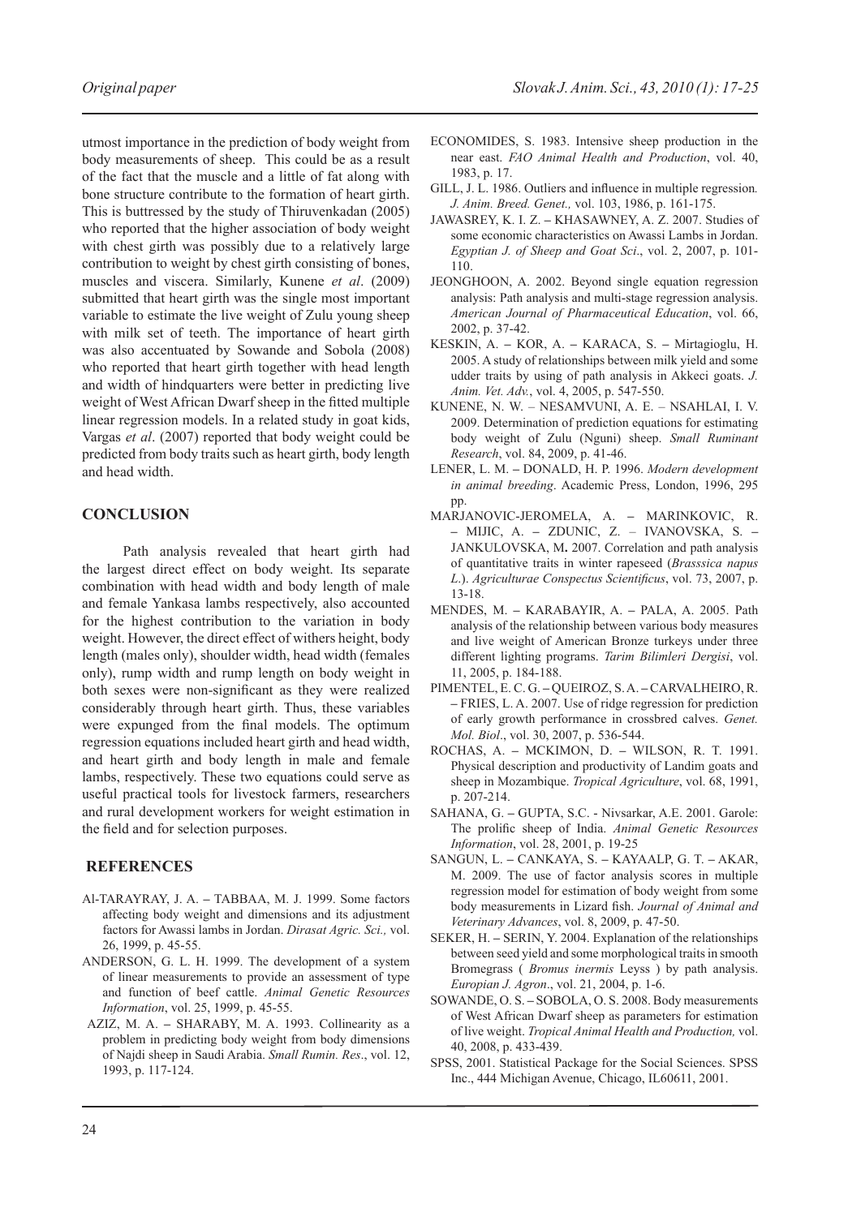utmost importance in the prediction of body weight from body measurements of sheep. This could be as a result of the fact that the muscle and a little of fat along with bone structure contribute to the formation of heart girth. This is buttressed by the study of Thiruvenkadan (2005) who reported that the higher association of body weight with chest girth was possibly due to a relatively large contribution to weight by chest girth consisting of bones, muscles and viscera. Similarly, Kunene *et al*. (2009) submitted that heart girth was the single most important variable to estimate the live weight of Zulu young sheep with milk set of teeth. The importance of heart girth was also accentuated by Sowande and Sobola (2008) who reported that heart girth together with head length and width of hindquarters were better in predicting live weight of West African Dwarf sheep in the fitted multiple linear regression models. In a related study in goat kids, Vargas *et al*. (2007) reported that body weight could be predicted from body traits such as heart girth, body length and head width.

## CONCLUSION

Path analysis revealed that heart girth had the largest direct effect on body weight. Its separate combination with head width and body length of male and female Yankasa lambs respectively, also accounted for the highest contribution to the variation in body weight. However, the direct effect of withers height, body length (males only), shoulder width, head width (females only), rump width and rump length on body weight in both sexes were non-significant as they were realized considerably through heart girth. Thus, these variables were expunged from the final models. The optimum regression equations included heart girth and head width, and heart girth and body length in male and female lambs, respectively. These two equations could serve as useful practical tools for livestock farmers, researchers and rural development workers for weight estimation in the field and for selection purposes.

## REFERENCES

Al-TARAYRAY, J. A. – TABBAA, M. J. 1999. Some factors affecting body weight and dimensions and its adjustment factors for Awassi lambs in Jordan. *Dirasat Agric. Sci.,* vol. 26, 1999, p. 45-55.

ANDERSON, G. L. H. 1999. The development of a system of linear measurements to provide an assessment of type and function of beef cattle. *Animal Genetic Resources Information*, vol. 25, 1999, p. 45-55.

AZIZ, M. A. – SHARABY, M. A. 1993. Collinearity as a problem in predicting body weight from body dimensions of Najdi sheep in Saudi Arabia. *Small Rumin. Res*., vol. 12, 1993, p. 117-124.

ECONOMIDES, S. 1983. Intensive sheep production in the near east. *FAO Animal Health and Production*, vol. 40, 1983, p. 17.

GILL, J. L. 1986. Outliers and influence in multiple regression*. J. Anim. Breed. Genet.,* vol. 103, 1986, p. 161-175.

JAWASREY, K. I. Z. – KHASAWNEY, A. Z. 2007. Studies of some economic characteristics on Awassi Lambs in Jordan. *Egyptian J. of Sheep and Goat Sci*., vol. 2, 2007, p. 101-110.

JEONGHOON, A. 2002. Beyond single equation regression analysis: Path analysis and multi-stage regression analysis. *American Journal of Pharmaceutical Education*, vol. 66, 2002, p. 37-42.

KESKIN, A. – KOR, A. – KARACA, S. – Mirtagioglu, H. 2005. A study of relationships between milk yield and some udder traits by using of path analysis in Akkeci goats. *J. Anim. Vet. Adv.*, vol. 4, 2005, p. 547-550.

KUNENE, N. W. – NESAMVUNI, A. E. – NSAHLAI, I. V. 2009. Determination of prediction equations for estimating body weight of Zulu (Nguni) sheep. *Small Ruminant Research*, vol. 84, 2009, p. 41-46.

LENER, L. M. – DONALD, H. P. 1996. *Modern development in animal breeding*. Academic Press, London, 1996, 295 pp.

MARJANOVIC-JEROMELA, A. – MARINKOVIC, R. – MIJIC, A. – ZDUNIC, Z. – IVANOVSKA, S. – JANKULOVSKA, M**.** 2007. Correlation and path analysis of quantitative traits in winter rapeseed (*Brasssica napus L*.). *Agriculturae Conspectus Scientificus*, vol. 73, 2007, p. 13-18.

MENDES, M. – KARABAYIR, A. – PALA, A. 2005. Path analysis of the relationship between various body measures and live weight of American Bronze turkeys under three different lighting programs. *Tarim Bilimleri Dergisi*, vol. 11, 2005, p. 184-188.

PIMENTEL, E. C. G. – QUEIROZ, S. A. – CARVALHEIRO, R. – FRIES, L. A. 2007. Use of ridge regression for prediction of early growth performance in crossbred calves. *Genet. Mol. Biol*., vol. 30, 2007, p. 536-544.

ROCHAS, A. – MCKIMON, D. – WILSON, R. T. 1991. Physical description and productivity of Landim goats and sheep in Mozambique. *Tropical Agriculture*, vol. 68, 1991, p. 207-214.

SAHANA, G. – GUPTA, S.C. - Nivsarkar, A.E. 2001. Garole: The prolific sheep of India. *Animal Genetic Resources Information*, vol. 28, 2001, p. 19-25

SANGUN, L. – CANKAYA, S. – KAYAALP, G. T. – AKAR, M. 2009. The use of factor analysis scores in multiple regression model for estimation of body weight from some body measurements in Lizard fish. *Journal of Animal and Veterinary Advances*, vol. 8, 2009, p. 47-50.

SEKER, H. – SERIN, Y. 2004. Explanation of the relationships between seed yield and some morphological traits in smooth Bromegrass ( *Bromus inermis* Leyss ) by path analysis. *Europian J. Agron*., vol. 21, 2004, p. 1-6.

SOWANDE, O. S. – SOBOLA, O. S. 2008. Body measurements of West African Dwarf sheep as parameters for estimation of live weight. *Tropical Animal Health and Production,* vol. 40, 2008, p. 433-439.

SPSS, 2001. Statistical Package for the Social Sciences. SPSS Inc., 444 Michigan Avenue, Chicago, IL60611, 2001.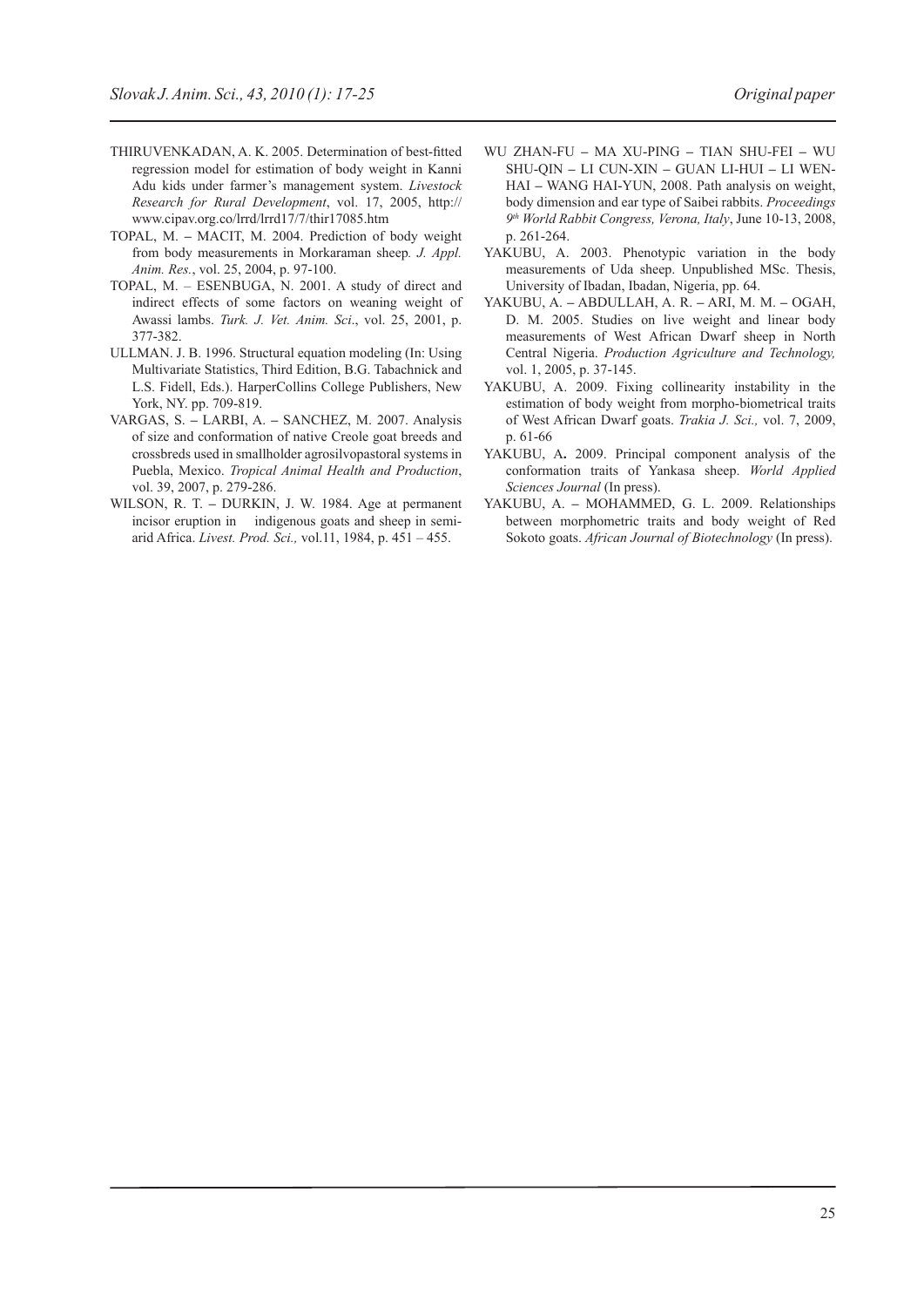THIRUVENKADAN, A. K. 2005. Determination of best-fitted regression model for estimation of body weight in Kanni Adu kids under farmer's management system. *Livestock Research for Rural Development*, vol. 17, 2005, http://www.cipav.org.co/lrrd/lrrd17/7/thir17085.htm

TOPAL, M. – MACIT, M. 2004. Prediction of body weight from body measurements in Morkaraman sheep*. J. Appl. Anim. Res.*, vol. 25, 2004, p. 97-100.

TOPAL, M. – ESENBUGA, N. 2001. A study of direct and indirect effects of some factors on weaning weight of Awassi lambs. *Turk. J. Vet. Anim. Sci*., vol. 25, 2001, p. 377-382.

ULLMAN. J. B. 1996. Structural equation modeling (In: Using Multivariate Statistics, Third Edition, B.G. Tabachnick and L.S. Fidell, Eds.). HarperCollins College Publishers, New York, NY. pp. 709-819.

VARGAS, S. – LARBI, A. – SANCHEZ, M. 2007. Analysis of size and conformation of native Creole goat breeds and crossbreds used in smallholder agrosilvopastoral systems in Puebla, Mexico. *Tropical Animal Health and Production*, vol. 39, 2007, p. 279-286.

WILSON, R. T. – DURKIN, J. W. 1984. Age at permanent incisor eruption in indigenous goats and sheep in semi-arid Africa. *Livest. Prod. Sci.,* vol.11, 1984, p. 451 – 455.

WU ZHAN-FU – MA XU-PING – TIAN SHU-FEI – WU SHU-QIN – LI CUN-XIN – GUAN LI-HUI – LI WEN-HAI – WANG HAI-YUN, 2008. Path analysis on weight, body dimension and ear type of Saibei rabbits. *Proceedings 9th World Rabbit Congress, Verona, Italy*, June 10-13, 2008, p. 261-264.

YAKUBU, A. 2003. Phenotypic variation in the body measurements of Uda sheep. Unpublished MSc. Thesis, University of Ibadan, Ibadan, Nigeria, pp. 64.

YAKUBU, A. – ABDULLAH, A. R. – ARI, M. M. – OGAH, D. M. 2005. Studies on live weight and linear body measurements of West African Dwarf sheep in North Central Nigeria. *Production Agriculture and Technology,* vol. 1, 2005, p. 37-145.

YAKUBU, A. 2009. Fixing collinearity instability in the estimation of body weight from morpho-biometrical traits of West African Dwarf goats. *Trakia J. Sci.,* vol. 7, 2009, p. 61-66

YAKUBU, A**.** 2009. Principal component analysis of the conformation traits of Yankasa sheep. *World Applied Sciences Journal* (In press).

YAKUBU, A. – MOHAMMED, G. L. 2009. Relationships between morphometric traits and body weight of Red Sokoto goats. *African Journal of Biotechnology* (In press).